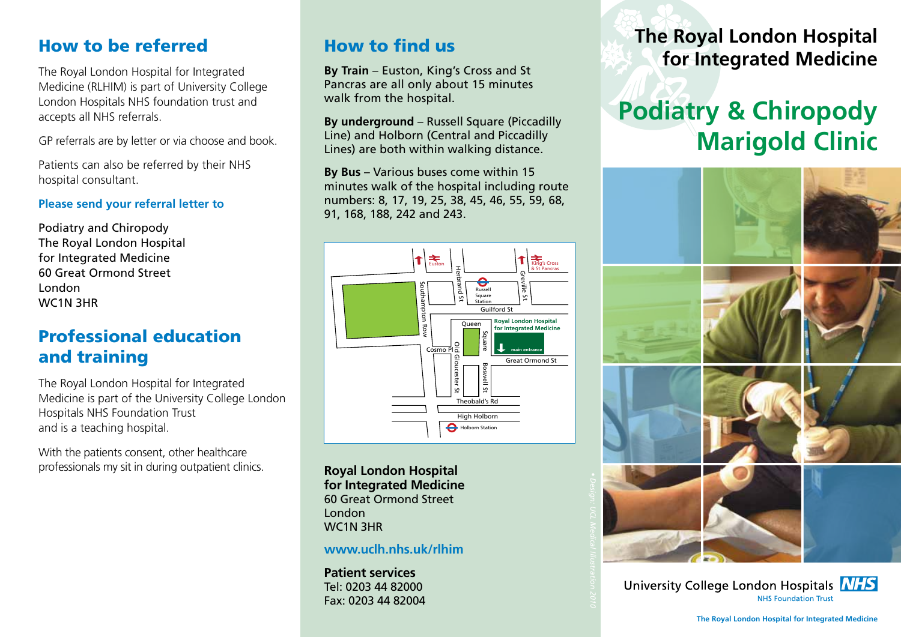## How to be referred

The Royal London Hospital for Integrated Medicine (RLHIM) is part of University College London Hospitals NHS foundation trust and accepts all NHS referrals.

GP referrals are by letter or via choose and book.

Patients can also be referred by their NHS hospital consultant.

### Please send your referral letter to

Podiatry and Chiropody
The Royal London Hospital
for Integrated Medicine
60 Great Ormond Street
London
WC1N 3HR

## Professional education and training

The Royal London Hospital for Integrated Medicine is part of the University College London Hospitals NHS Foundation Trust
and is a teaching hospital.

With the patients consent, other healthcare professionals my sit in during outpatient clinics.

## How to find us

**By Train** – Euston, King's Cross and St Pancras are all only about 15 minutes walk from the hospital.

**By underground** – Russell Square (Piccadilly Line) and Holborn (Central and Piccadilly Lines) are both within walking distance.

**By Bus** – Various buses come within 15 minutes walk of the hospital including route numbers: 8, 17, 19, 25, 38, 45, 46, 55, 59, 68, 91, 168, 188, 242 and 243.

**Royal London Hospital for Integrated Medicine**
60 Great Ormond Street
London
WC1N 3HR

**www.uclh.nhs.uk/rlhim**

**Patient services**
Tel: 0203 44 82000
Fax: 0203 44 82004

*Design: UCL Medical Illustration 2010*

# The Royal London Hospital for Integrated Medicine

# Podiatry & Chiropody Marigold Clinic

University College London Hospitals NHS
NHS Foundation Trust

The Royal London Hospital for Integrated Medicine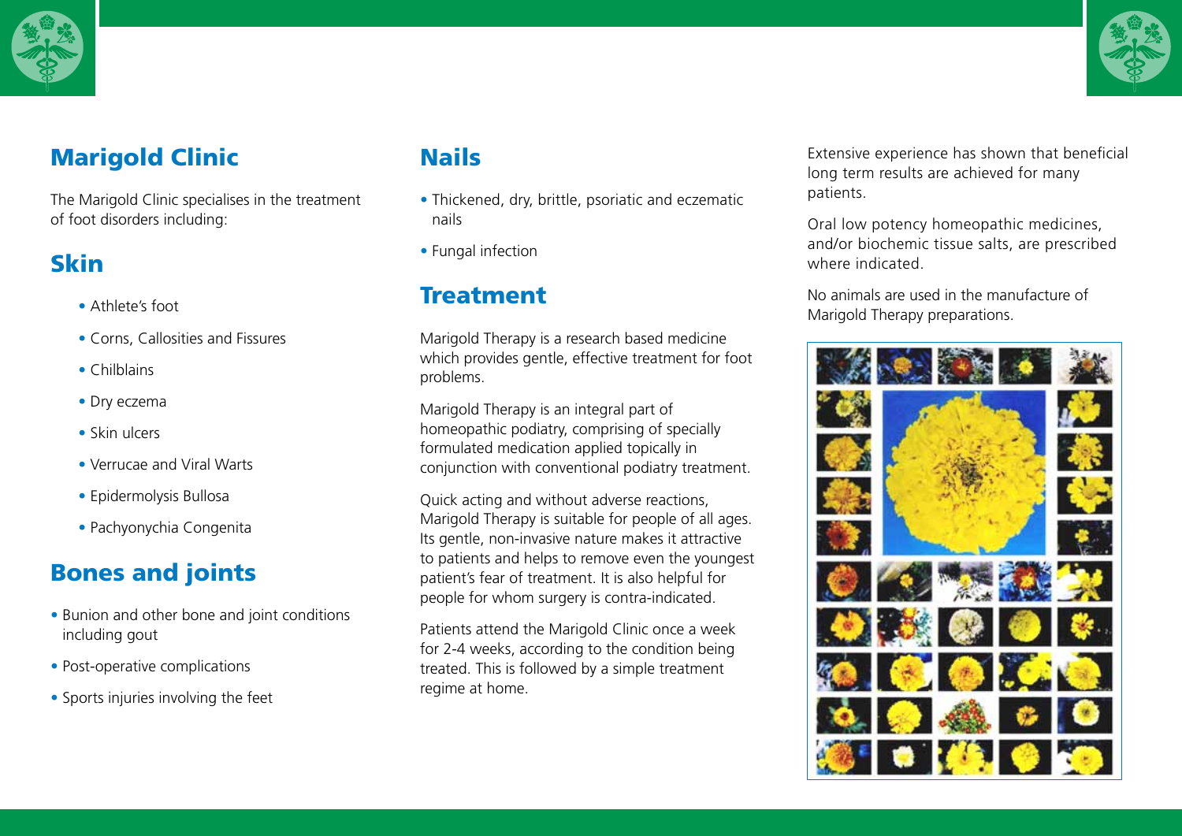## Marigold Clinic

The Marigold Clinic specialises in the treatment of foot disorders including:

## Skin

- Athlete's foot
- Corns, Callosities and Fissures
- Chilblains
- Dry eczema
- Skin ulcers
- Verrucae and Viral Warts
- Epidermolysis Bullosa
- Pachyonychia Congenita

## Bones and joints

- Bunion and other bone and joint conditions including gout
- Post-operative complications
- Sports injuries involving the feet

## Nails

- Thickened, dry, brittle, psoriatic and eczematic nails
- Fungal infection

## Treatment

Marigold Therapy is a research based medicine which provides gentle, effective treatment for foot problems.

Marigold Therapy is an integral part of homeopathic podiatry, comprising of specially formulated medication applied topically in conjunction with conventional podiatry treatment.

Quick acting and without adverse reactions, Marigold Therapy is suitable for people of all ages. Its gentle, non-invasive nature makes it attractive to patients and helps to remove even the youngest patient's fear of treatment. It is also helpful for people for whom surgery is contra-indicated.

Patients attend the Marigold Clinic once a week for 2-4 weeks, according to the condition being treated. This is followed by a simple treatment regime at home.

Extensive experience has shown that beneficial long term results are achieved for many patients.

Oral low potency homeopathic medicines, and/or biochemic tissue salts, are prescribed where indicated.

No animals are used in the manufacture of Marigold Therapy preparations.